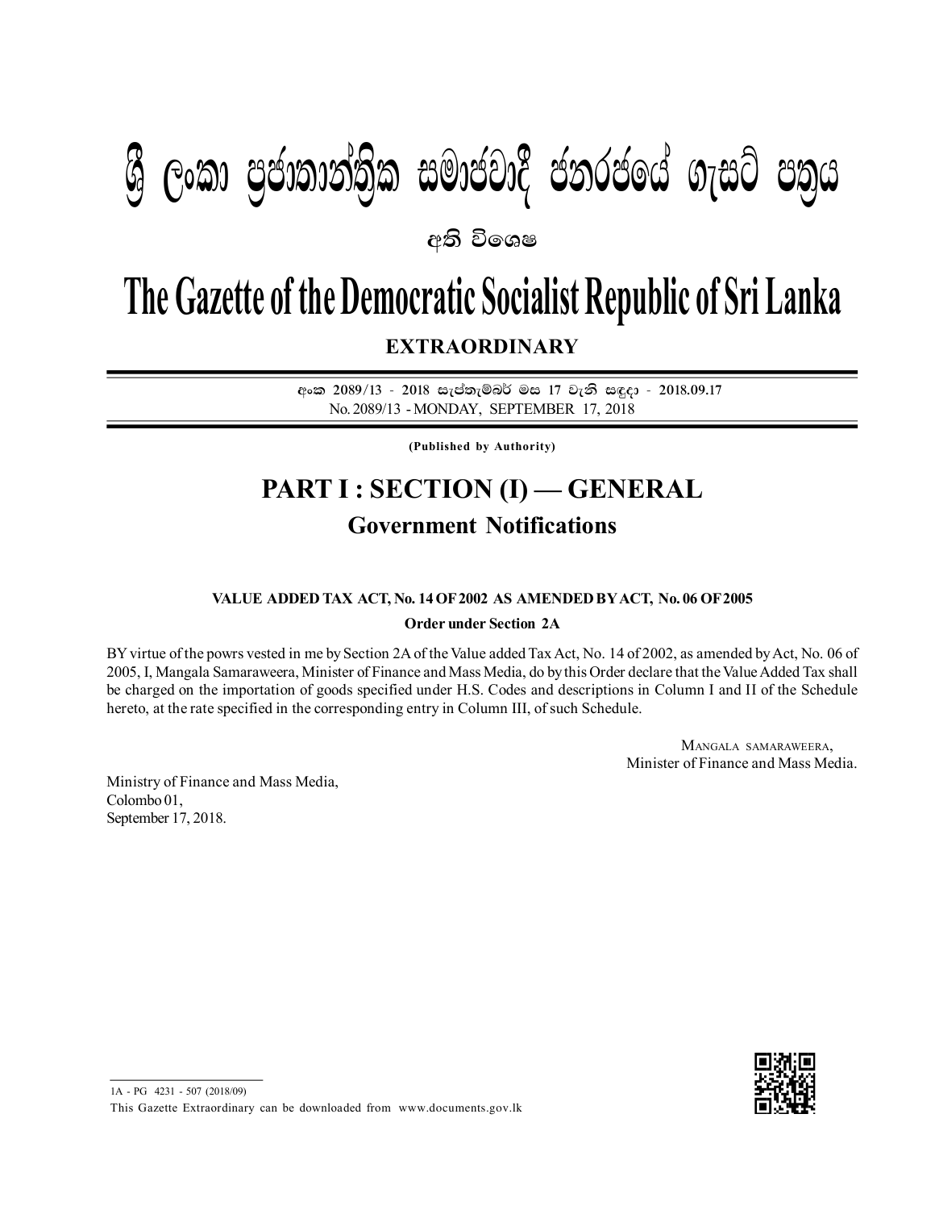# ශ්‍රී ලංකා ප්‍රජාතාන්ත්‍රික සමාජවාදී ජනරජයේ ගැසට් පත්‍රය

**අති විශෙෂ**

# The Gazette of the Democratic Socialist Republic of Sri Lanka

**EXTRAORDINARY**

අංක 2089/13 - 2018 සැප්තැම්බර් මස 17 වැනි සඳුදා - 2018.09.17

No. 2089/13 - MONDAY, SEPTEMBER 17, 2018

**(Published by Authority)**

## PART I : SECTION (I) — GENERAL

### Government Notifications

**VALUE ADDED TAX ACT, No. 14 OF 2002 AS AMENDED BY ACT, No. 06 OF 2005**

**Order under Section 2A**

BY virtue of the powrs vested in me by Section 2A of the Value added Tax Act, No. 14 of 2002, as amended by Act, No. 06 of 2005, I, Mangala Samaraweera, Minister of Finance and Mass Media, do by this Order declare that the Value Added Tax shall be charged on the importation of goods specified under H.S. Codes and descriptions in Column I and II of the Schedule hereto, at the rate specified in the corresponding entry in Column III, of such Schedule.

MANGALA SAMARAWEERA,
Minister of Finance and Mass Media.

Ministry of Finance and Mass Media,
Colombo 01,
September 17, 2018.

1A - PG 4231 - 507 (2018/09)

This Gazette Extraordinary can be downloaded from www.documents.gov.lk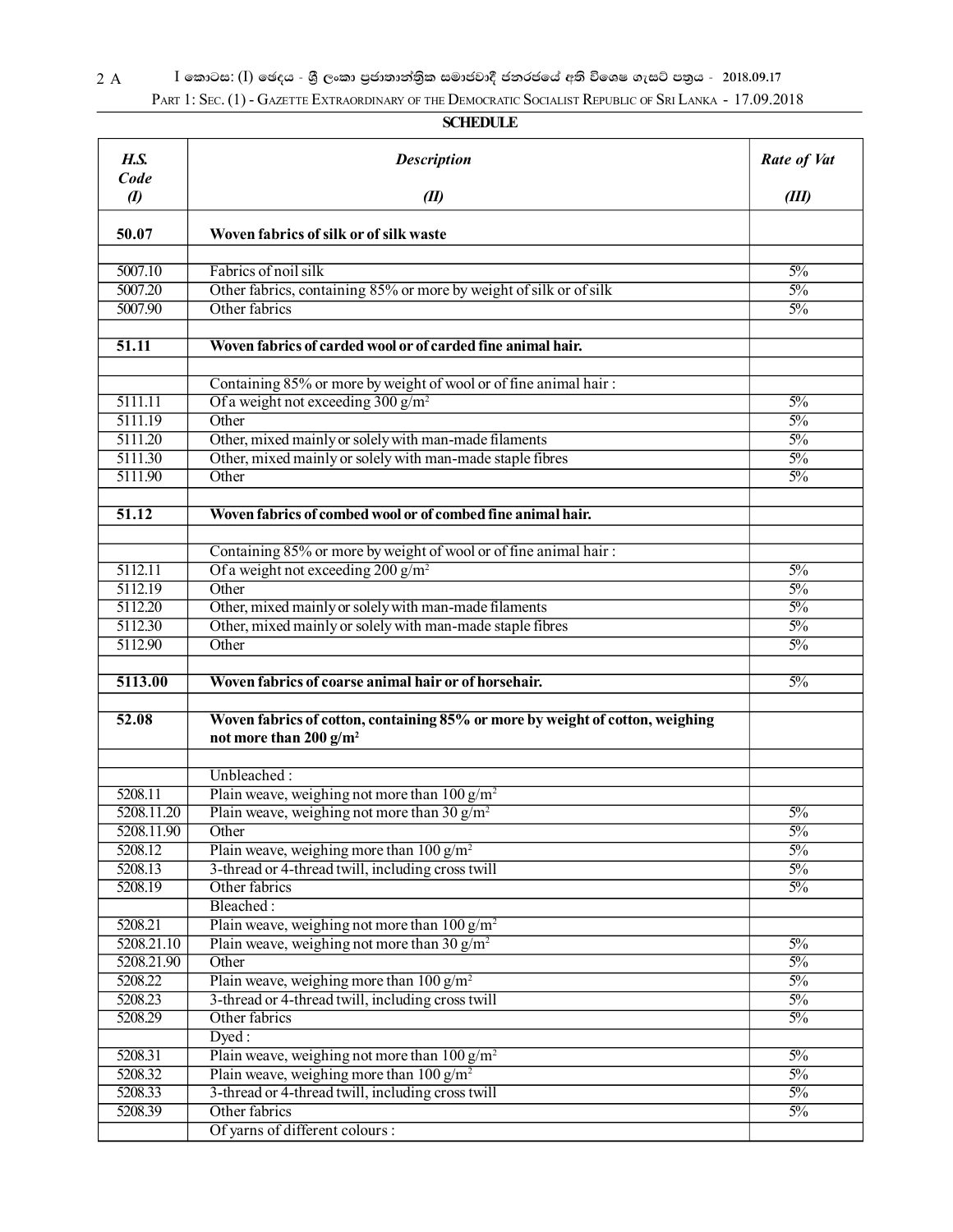**SCHEDULE**

| *H.S. Code* *(I)* | *Description* *(II)* | *Rate of Vat* *(III)* |
|---|---|---|
| **50.07** | **Woven fabrics of silk or of silk waste** | |
| | | |
| 5007.10 | Fabrics of noil silk | 5% |
| 5007.20 | Other fabrics, containing 85% or more by weight of silk or of silk | 5% |
| 5007.90 | Other fabrics | 5% |
| | | |
| **51.11** | **Woven fabrics of carded wool or of carded fine animal hair.** | |
| | | |
| | Containing 85% or more by weight of wool or of fine animal hair : | |
| 5111.11 | Of a weight not exceeding 300 $g/m^2$ | 5% |
| 5111.19 | Other | 5% |
| 5111.20 | Other, mixed mainly or solely with man-made filaments | 5% |
| 5111.30 | Other, mixed mainly or solely with man-made staple fibres | 5% |
| 5111.90 | Other | 5% |
| | | |
| **51.12** | **Woven fabrics of combed wool or of combed fine animal hair.** | |
| | | |
| | Containing 85% or more by weight of wool or of fine animal hair : | |
| 5112.11 | Of a weight not exceeding 200 $g/m^2$ | 5% |
| 5112.19 | Other | 5% |
| 5112.20 | Other, mixed mainly or solely with man-made filaments | 5% |
| 5112.30 | Other, mixed mainly or solely with man-made staple fibres | 5% |
| 5112.90 | Other | 5% |
| | | |
| **5113.00** | **Woven fabrics of coarse animal hair or of horsehair.** | 5% |
| | | |
| **52.08** | **Woven fabrics of cotton, containing 85% or more by weight of cotton, weighing not more than 200 $g/m^2$** | |
| | | |
| | Unbleached : | |
| 5208.11 | Plain weave, weighing not more than 100 $g/m^2$ | |
| 5208.11.20 | Plain weave, weighing not more than 30 $g/m^2$ | 5% |
| 5208.11.90 | Other | 5% |
| 5208.12 | Plain weave, weighing more than 100 $g/m^2$ | 5% |
| 5208.13 | 3-thread or 4-thread twill, including cross twill | 5% |
| 5208.19 | Other fabrics | 5% |
| | Bleached : | |
| 5208.21 | Plain weave, weighing not more than 100 $g/m^2$ | |
| 5208.21.10 | Plain weave, weighing not more than 30 $g/m^2$ | 5% |
| 5208.21.90 | Other | 5% |
| 5208.22 | Plain weave, weighing more than 100 $g/m^2$ | 5% |
| 5208.23 | 3-thread or 4-thread twill, including cross twill | 5% |
| 5208.29 | Other fabrics | 5% |
| | Dyed : | |
| 5208.31 | Plain weave, weighing not more than 100 $g/m^2$ | 5% |
| 5208.32 | Plain weave, weighing more than 100 $g/m^2$ | 5% |
| 5208.33 | 3-thread or 4-thread twill, including cross twill | 5% |
| 5208.39 | Other fabrics | 5% |
| | Of yarns of different colours : | |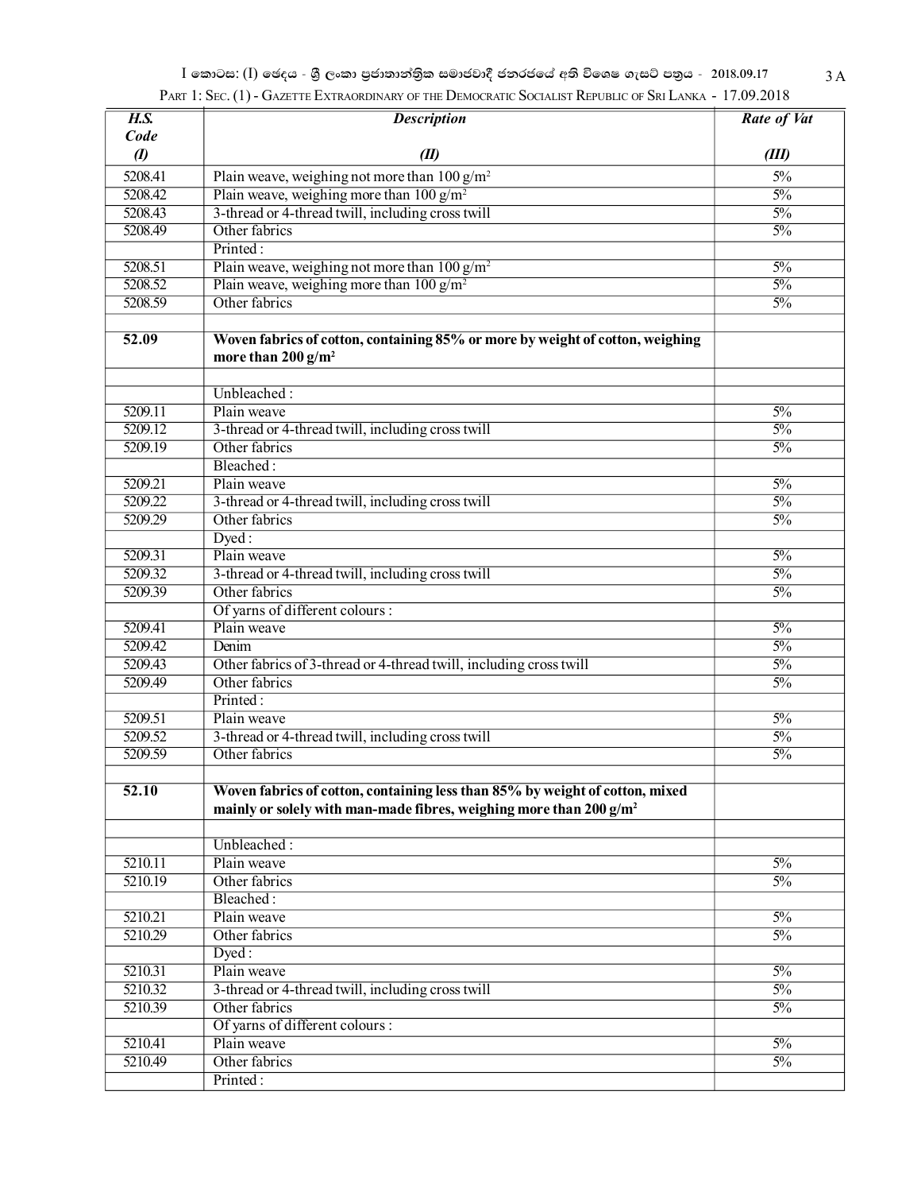| *H.S. Code* | *Description* | *Rate of Vat* |
|---|---|---|
| *(I)* | *(II)* | *(III)* |
| 5208.41 | Plain weave, weighing not more than 100 g/m² | 5% |
| 5208.42 | Plain weave, weighing more than 100 g/m² | 5% |
| 5208.43 | 3-thread or 4-thread twill, including cross twill | 5% |
| 5208.49 | Other fabrics | 5% |
| | Printed : | |
| 5208.51 | Plain weave, weighing not more than 100 g/m² | 5% |
| 5208.52 | Plain weave, weighing more than 100 g/m² | 5% |
| 5208.59 | Other fabrics | 5% |
| | | |
| **52.09** | **Woven fabrics of cotton, containing 85% or more by weight of cotton, weighing more than 200 g/m²** | |
| | | |
| | Unbleached : | |
| 5209.11 | Plain weave | 5% |
| 5209.12 | 3-thread or 4-thread twill, including cross twill | 5% |
| 5209.19 | Other fabrics | 5% |
| | Bleached : | |
| 5209.21 | Plain weave | 5% |
| 5209.22 | 3-thread or 4-thread twill, including cross twill | 5% |
| 5209.29 | Other fabrics | 5% |
| | Dyed : | |
| 5209.31 | Plain weave | 5% |
| 5209.32 | 3-thread or 4-thread twill, including cross twill | 5% |
| 5209.39 | Other fabrics | 5% |
| | Of yarns of different colours : | |
| 5209.41 | Plain weave | 5% |
| 5209.42 | Denim | 5% |
| 5209.43 | Other fabrics of 3-thread or 4-thread twill, including cross twill | 5% |
| 5209.49 | Other fabrics | 5% |
| | Printed : | |
| 5209.51 | Plain weave | 5% |
| 5209.52 | 3-thread or 4-thread twill, including cross twill | 5% |
| 5209.59 | Other fabrics | 5% |
| | | |
| **52.10** | **Woven fabrics of cotton, containing less than 85% by weight of cotton, mixed mainly or solely with man-made fibres, weighing more than 200 g/m²** | |
| | | |
| | Unbleached : | |
| 5210.11 | Plain weave | 5% |
| 5210.19 | Other fabrics | 5% |
| | Bleached : | |
| 5210.21 | Plain weave | 5% |
| 5210.29 | Other fabrics | 5% |
| | Dyed : | |
| 5210.31 | Plain weave | 5% |
| 5210.32 | 3-thread or 4-thread twill, including cross twill | 5% |
| 5210.39 | Other fabrics | 5% |
| | Of yarns of different colours : | |
| 5210.41 | Plain weave | 5% |
| 5210.49 | Other fabrics | 5% |
| | Printed : | |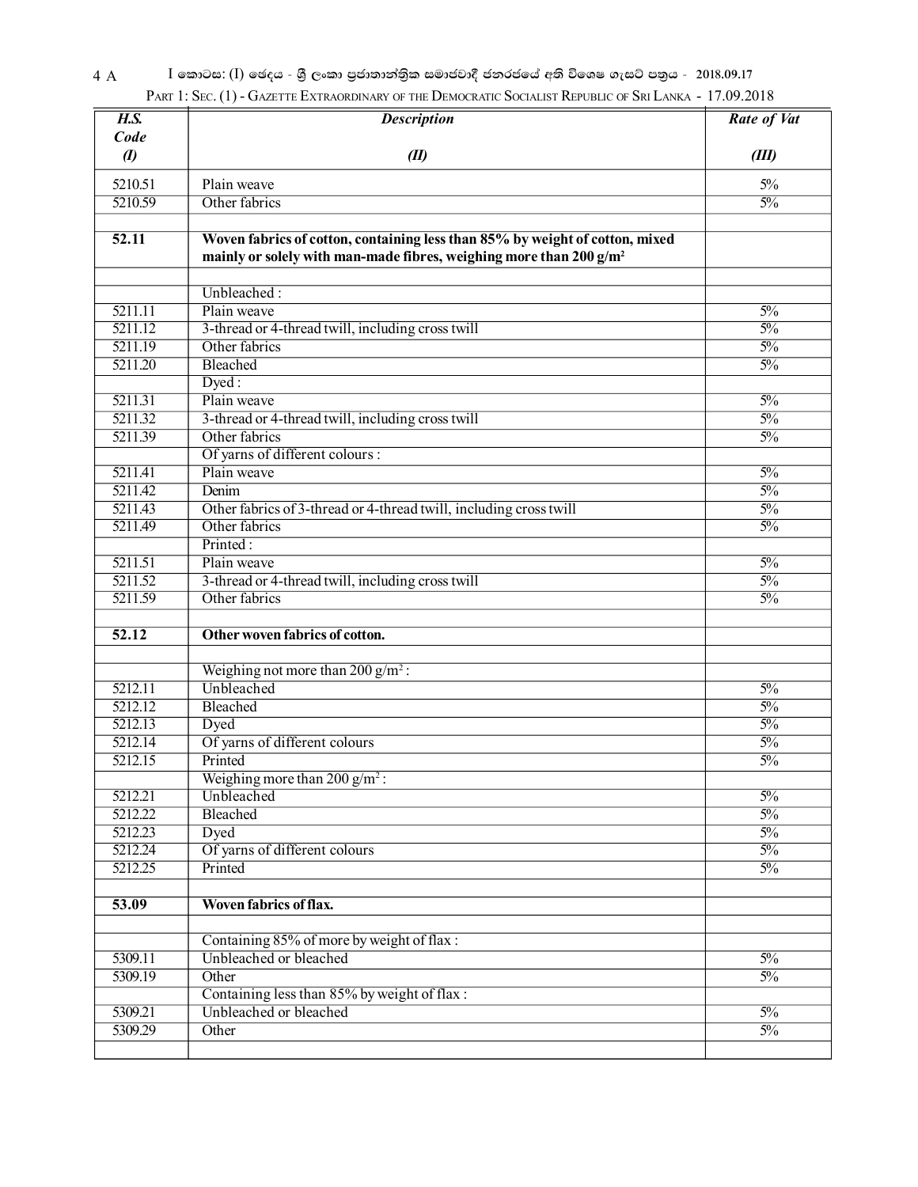| *H.S. Code* *(I)* | *Description* *(II)* | *Rate of Vat* *(III)* |
|---|---|---|
| 5210.51 | Plain weave | 5% |
| 5210.59 | Other fabrics | 5% |
| | | |
| **52.11** | **Woven fabrics of cotton, containing less than 85% by weight of cotton, mixed mainly or solely with man-made fibres, weighing more than 200 g/m²** | |
| | | |
| | Unbleached : | |
| 5211.11 | Plain weave | 5% |
| 5211.12 | 3-thread or 4-thread twill, including cross twill | 5% |
| 5211.19 | Other fabrics | 5% |
| 5211.20 | Bleached | 5% |
| | Dyed : | |
| 5211.31 | Plain weave | 5% |
| 5211.32 | 3-thread or 4-thread twill, including cross twill | 5% |
| 5211.39 | Other fabrics | 5% |
| | Of yarns of different colours : | |
| 5211.41 | Plain weave | 5% |
| 5211.42 | Denim | 5% |
| 5211.43 | Other fabrics of 3-thread or 4-thread twill, including cross twill | 5% |
| 5211.49 | Other fabrics | 5% |
| | Printed : | |
| 5211.51 | Plain weave | 5% |
| 5211.52 | 3-thread or 4-thread twill, including cross twill | 5% |
| 5211.59 | Other fabrics | 5% |
| | | |
| **52.12** | **Other woven fabrics of cotton.** | |
| | | |
| | Weighing not more than 200 g/m² : | |
| 5212.11 | Unbleached | 5% |
| 5212.12 | Bleached | 5% |
| 5212.13 | Dyed | 5% |
| 5212.14 | Of yarns of different colours | 5% |
| 5212.15 | Printed | 5% |
| | Weighing more than 200 g/m² : | |
| 5212.21 | Unbleached | 5% |
| 5212.22 | Bleached | 5% |
| 5212.23 | Dyed | 5% |
| 5212.24 | Of yarns of different colours | 5% |
| 5212.25 | Printed | 5% |
| | | |
| **53.09** | **Woven fabrics of flax.** | |
| | | |
| | Containing 85% of more by weight of flax : | |
| 5309.11 | Unbleached or bleached | 5% |
| 5309.19 | Other | 5% |
| | Containing less than 85% by weight of flax : | |
| 5309.21 | Unbleached or bleached | 5% |
| 5309.29 | Other | 5% |
| | | |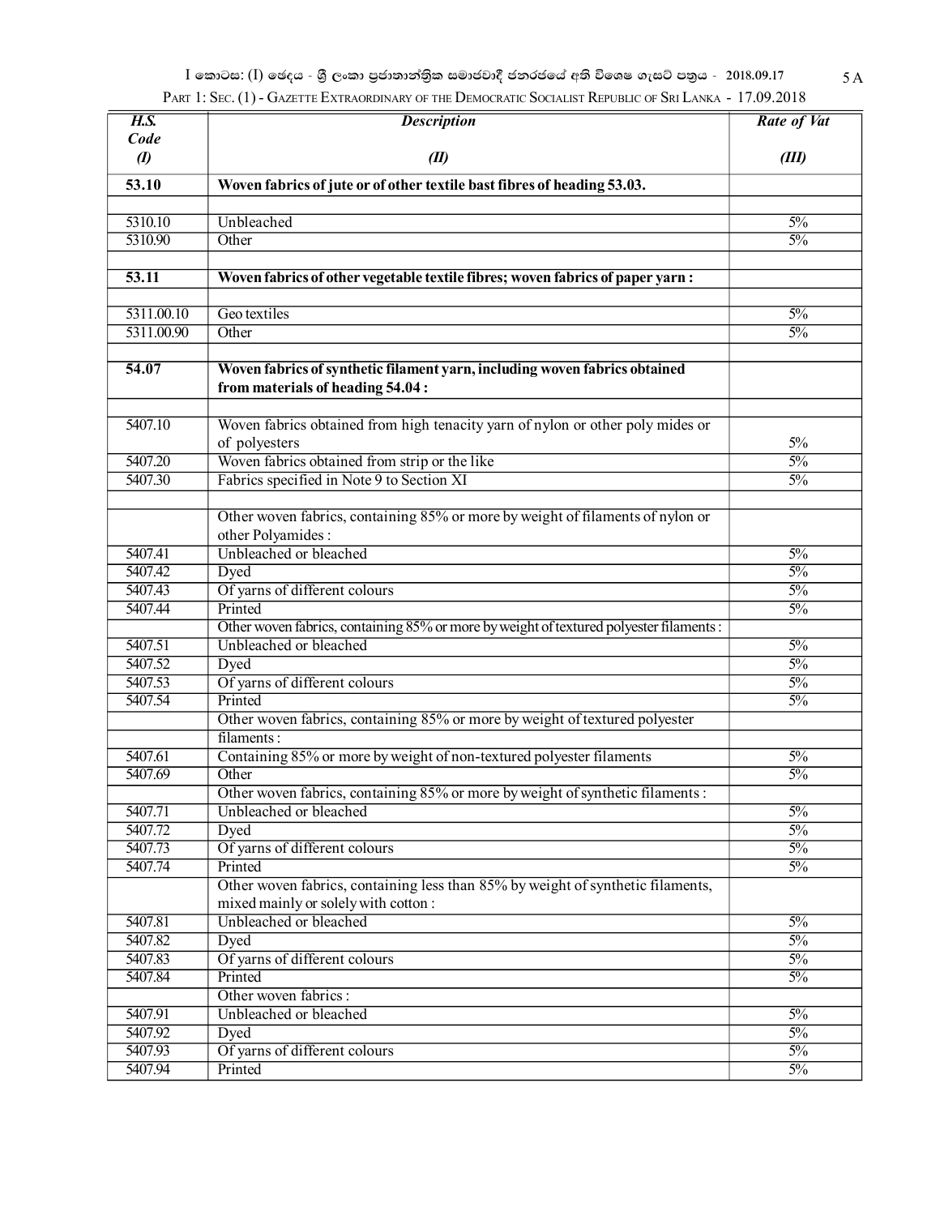| H.S. Code (I) | Description (II) | Rate of Vat (III) |
|---|---|---|
| **53.10** | **Woven fabrics of jute or of other textile bast fibres of heading 53.03.** | |
| | | |
| 5310.10 | Unbleached | 5% |
| 5310.90 | Other | 5% |
| | | |
| **53.11** | **Woven fabrics of other vegetable textile fibres; woven fabrics of paper yarn :** | |
| | | |
| 5311.00.10 | Geo textiles | 5% |
| 5311.00.90 | Other | 5% |
| | | |
| **54.07** | **Woven fabrics of synthetic filament yarn, including woven fabrics obtained from materials of heading 54.04 :** | |
| | | |
| 5407.10 | Woven fabrics obtained from high tenacity yarn of nylon or other poly mides or of polyesters | 5% |
| 5407.20 | Woven fabrics obtained from strip or the like | 5% |
| 5407.30 | Fabrics specified in Note 9 to Section XI | 5% |
| | | |
| | Other woven fabrics, containing 85% or more by weight of filaments of nylon or other Polyamides : | |
| 5407.41 | Unbleached or bleached | 5% |
| 5407.42 | Dyed | 5% |
| 5407.43 | Of yarns of different colours | 5% |
| 5407.44 | Printed | 5% |
| | Other woven fabrics, containing 85% or more by weight of textured polyester filaments : | |
| 5407.51 | Unbleached or bleached | 5% |
| 5407.52 | Dyed | 5% |
| 5407.53 | Of yarns of different colours | 5% |
| 5407.54 | Printed | 5% |
| | Other woven fabrics, containing 85% or more by weight of textured polyester filaments : | |
| 5407.61 | Containing 85% or more by weight of non-textured polyester filaments | 5% |
| 5407.69 | Other | 5% |
| | Other woven fabrics, containing 85% or more by weight of synthetic filaments : | |
| 5407.71 | Unbleached or bleached | 5% |
| 5407.72 | Dyed | 5% |
| 5407.73 | Of yarns of different colours | 5% |
| 5407.74 | Printed | 5% |
| | Other woven fabrics, containing less than 85% by weight of synthetic filaments, mixed mainly or solely with cotton : | |
| 5407.81 | Unbleached or bleached | 5% |
| 5407.82 | Dyed | 5% |
| 5407.83 | Of yarns of different colours | 5% |
| 5407.84 | Printed | 5% |
| | Other woven fabrics : | |
| 5407.91 | Unbleached or bleached | 5% |
| 5407.92 | Dyed | 5% |
| 5407.93 | Of yarns of different colours | 5% |
| 5407.94 | Printed | 5% |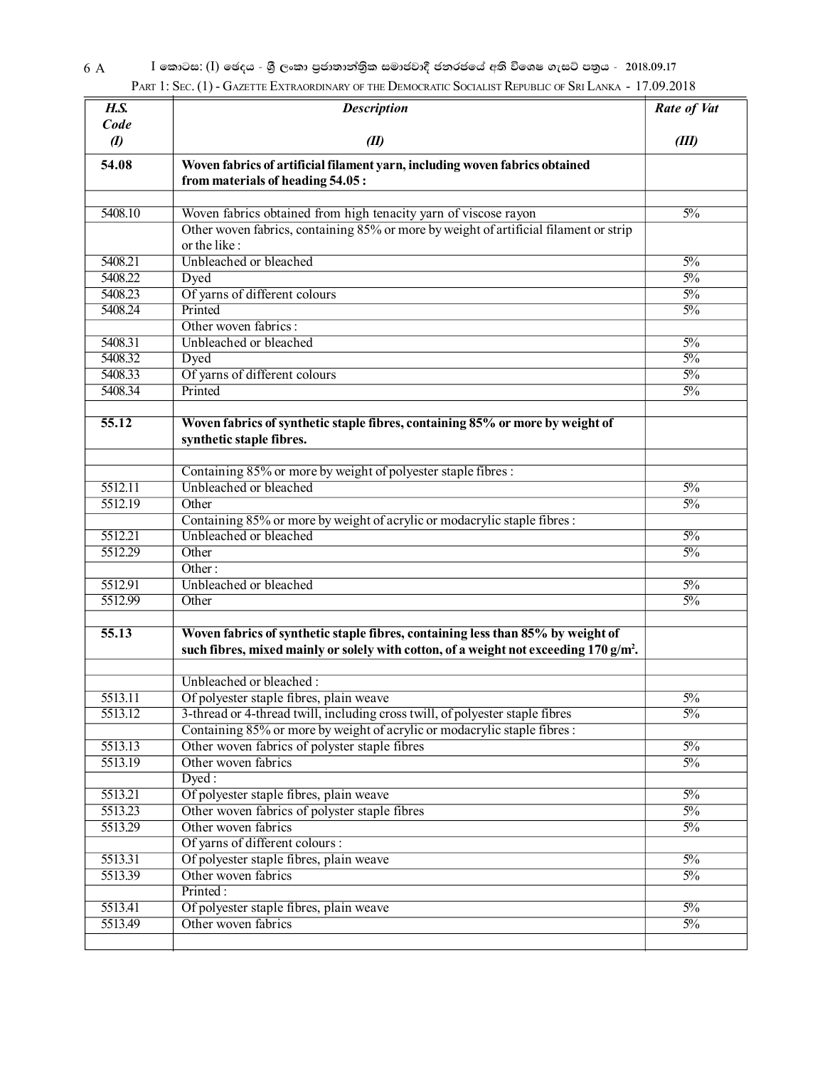| H.S. Code (I) | Description (II) | Rate of Vat (III) |
|---|---|---|
| **54.08** | **Woven fabrics of artificial filament yarn, including woven fabrics obtained from materials of heading 54.05 :** | |
| | | |
| 5408.10 | Woven fabrics obtained from high tenacity yarn of viscose rayon | 5% |
| | Other woven fabrics, containing 85% or more by weight of artificial filament or strip or the like : | |
| 5408.21 | Unbleached or bleached | 5% |
| 5408.22 | Dyed | 5% |
| 5408.23 | Of yarns of different colours | 5% |
| 5408.24 | Printed | 5% |
| | Other woven fabrics : | |
| 5408.31 | Unbleached or bleached | 5% |
| 5408.32 | Dyed | 5% |
| 5408.33 | Of yarns of different colours | 5% |
| 5408.34 | Printed | 5% |
| | | |
| **55.12** | **Woven fabrics of synthetic staple fibres, containing 85% or more by weight of synthetic staple fibres.** | |
| | | |
| | Containing 85% or more by weight of polyester staple fibres : | |
| 5512.11 | Unbleached or bleached | 5% |
| 5512.19 | Other | 5% |
| | Containing 85% or more by weight of acrylic or modacrylic staple fibres : | |
| 5512.21 | Unbleached or bleached | 5% |
| 5512.29 | Other | 5% |
| | Other : | |
| 5512.91 | Unbleached or bleached | 5% |
| 5512.99 | Other | 5% |
| | | |
| **55.13** | **Woven fabrics of synthetic staple fibres, containing less than 85% by weight of such fibres, mixed mainly or solely with cotton, of a weight not exceeding 170 g/m².** | |
| | | |
| | Unbleached or bleached : | |
| 5513.11 | Of polyester staple fibres, plain weave | 5% |
| 5513.12 | 3-thread or 4-thread twill, including cross twill, of polyester staple fibres | 5% |
| | Containing 85% or more by weight of acrylic or modacrylic staple fibres : | |
| 5513.13 | Other woven fabrics of polyster staple fibres | 5% |
| 5513.19 | Other woven fabrics | 5% |
| | Dyed : | |
| 5513.21 | Of polyester staple fibres, plain weave | 5% |
| 5513.23 | Other woven fabrics of polyster staple fibres | 5% |
| 5513.29 | Other woven fabrics | 5% |
| | Of yarns of different colours : | |
| 5513.31 | Of polyester staple fibres, plain weave | 5% |
| 5513.39 | Other woven fabrics | 5% |
| | Printed : | |
| 5513.41 | Of polyester staple fibres, plain weave | 5% |
| 5513.49 | Other woven fabrics | 5% |
| | | |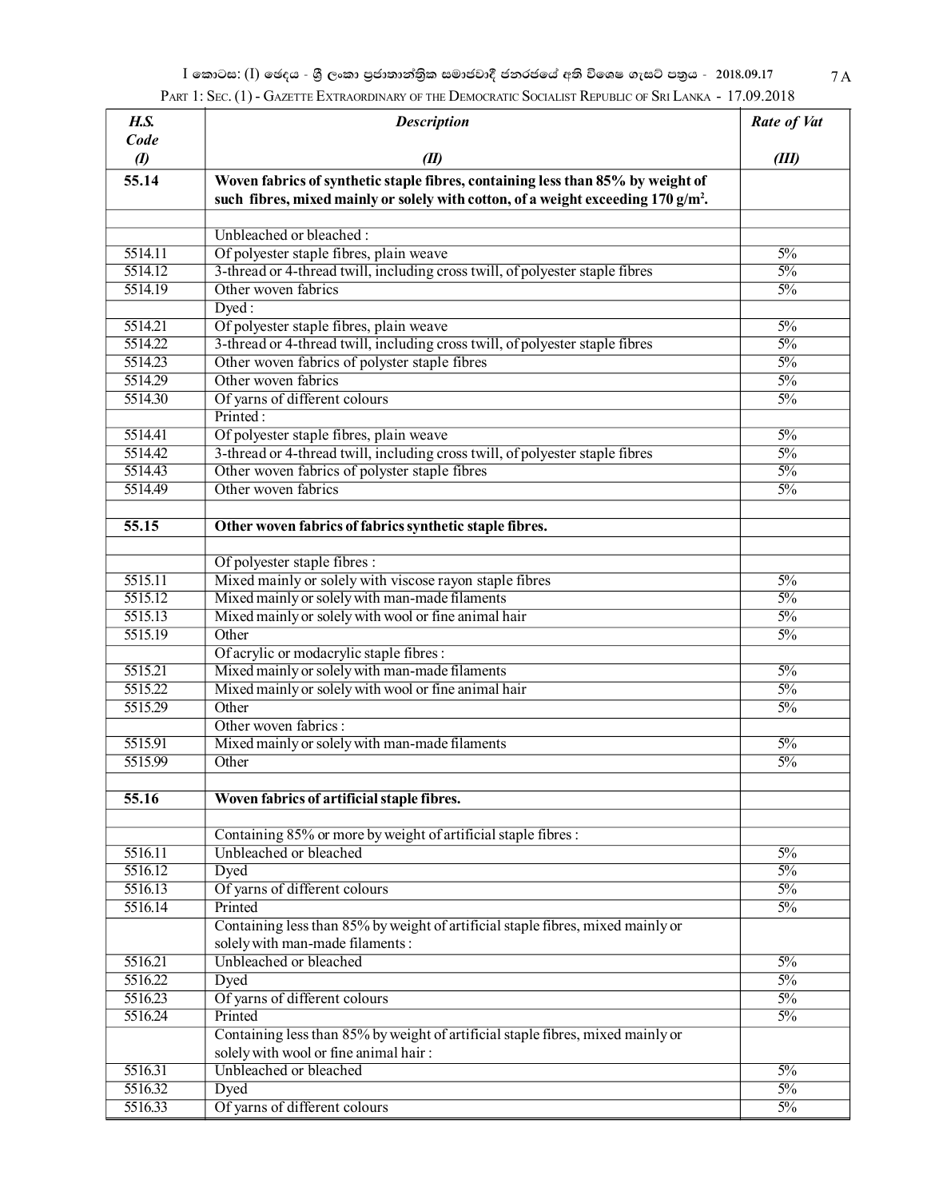| H.S. Code (I) | Description (II) | Rate of Vat (III) |
|---|---|---|
| **55.14** | **Woven fabrics of synthetic staple fibres, containing less than 85% by weight of such fibres, mixed mainly or solely with cotton, of a weight exceeding 170 g/m².** | |
| | | |
| | Unbleached or bleached : | |
| 5514.11 | Of polyester staple fibres, plain weave | 5% |
| 5514.12 | 3-thread or 4-thread twill, including cross twill, of polyester staple fibres | 5% |
| 5514.19 | Other woven fabrics | 5% |
| | Dyed : | |
| 5514.21 | Of polyester staple fibres, plain weave | 5% |
| 5514.22 | 3-thread or 4-thread twill, including cross twill, of polyester staple fibres | 5% |
| 5514.23 | Other woven fabrics of polyster staple fibres | 5% |
| 5514.29 | Other woven fabrics | 5% |
| 5514.30 | Of yarns of different colours | 5% |
| | Printed : | |
| 5514.41 | Of polyester staple fibres, plain weave | 5% |
| 5514.42 | 3-thread or 4-thread twill, including cross twill, of polyester staple fibres | 5% |
| 5514.43 | Other woven fabrics of polyster staple fibres | 5% |
| 5514.49 | Other woven fabrics | 5% |
| | | |
| **55.15** | **Other woven fabrics of fabrics synthetic staple fibres.** | |
| | | |
| | Of polyester staple fibres : | |
| 5515.11 | Mixed mainly or solely with viscose rayon staple fibres | 5% |
| 5515.12 | Mixed mainly or solely with man-made filaments | 5% |
| 5515.13 | Mixed mainly or solely with wool or fine animal hair | 5% |
| 5515.19 | Other | 5% |
| | Of acrylic or modacrylic staple fibres : | |
| 5515.21 | Mixed mainly or solely with man-made filaments | 5% |
| 5515.22 | Mixed mainly or solely with wool or fine animal hair | 5% |
| 5515.29 | Other | 5% |
| | Other woven fabrics : | |
| 5515.91 | Mixed mainly or solely with man-made filaments | 5% |
| 5515.99 | Other | 5% |
| | | |
| **55.16** | **Woven fabrics of artificial staple fibres.** | |
| | | |
| | Containing 85% or more by weight of artificial staple fibres : | |
| 5516.11 | Unbleached or bleached | 5% |
| 5516.12 | Dyed | 5% |
| 5516.13 | Of yarns of different colours | 5% |
| 5516.14 | Printed | 5% |
| | Containing less than 85% by weight of artificial staple fibres, mixed mainly or solely with man-made filaments : | |
| 5516.21 | Unbleached or bleached | 5% |
| 5516.22 | Dyed | 5% |
| 5516.23 | Of yarns of different colours | 5% |
| 5516.24 | Printed | 5% |
| | Containing less than 85% by weight of artificial staple fibres, mixed mainly or solely with wool or fine animal hair : | |
| 5516.31 | Unbleached or bleached | 5% |
| 5516.32 | Dyed | 5% |
| 5516.33 | Of yarns of different colours | 5% |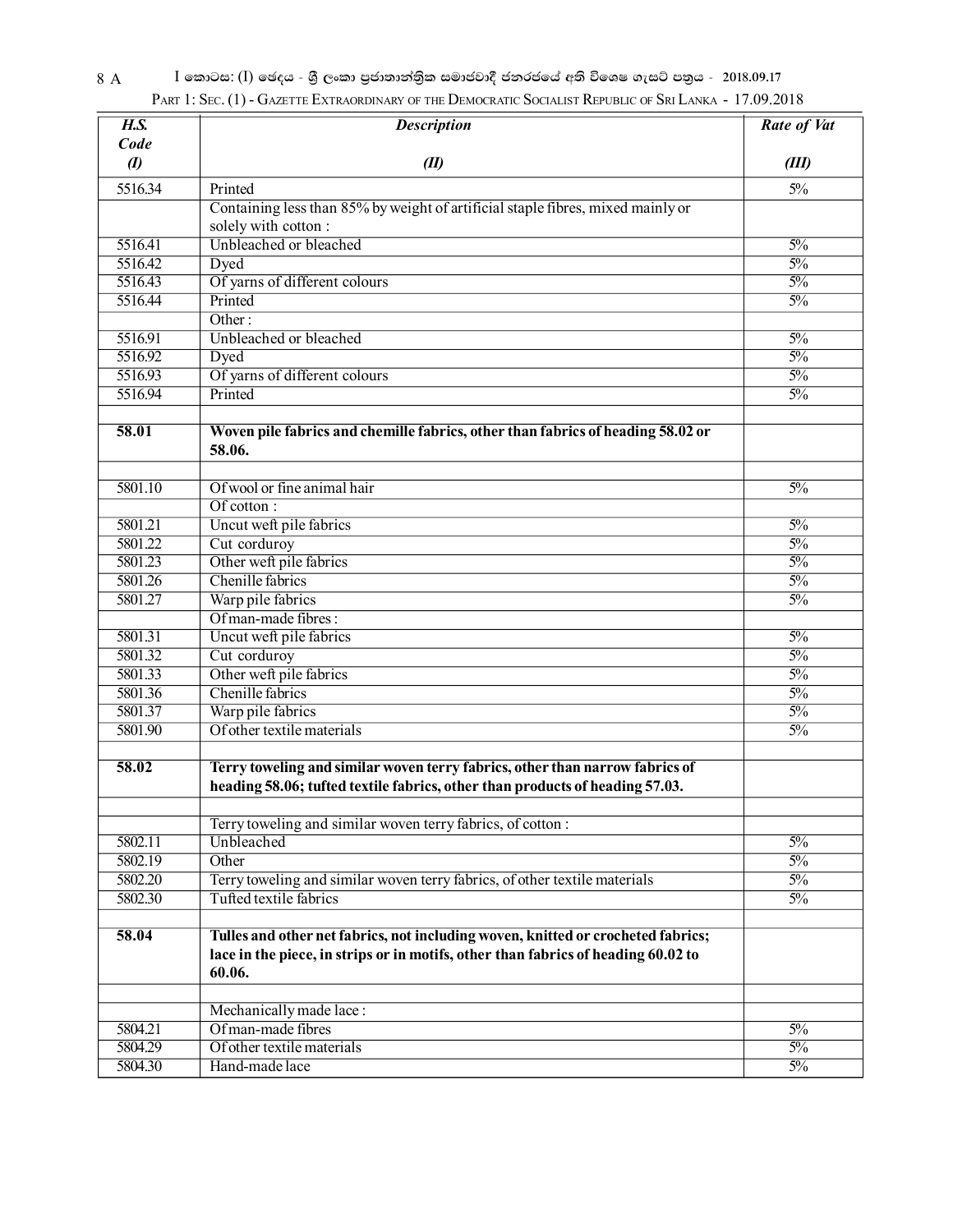| H.S. Code (I) | Description (II) | Rate of Vat (III) |
|---|---|---|
| 5516.34 | Printed | 5% |
| | Containing less than 85% by weight of artificial staple fibres, mixed mainly or solely with cotton : | |
| 5516.41 | Unbleached or bleached | 5% |
| 5516.42 | Dyed | 5% |
| 5516.43 | Of yarns of different colours | 5% |
| 5516.44 | Printed | 5% |
| | Other : | |
| 5516.91 | Unbleached or bleached | 5% |
| 5516.92 | Dyed | 5% |
| 5516.93 | Of yarns of different colours | 5% |
| 5516.94 | Printed | 5% |
| | | |
| **58.01** | **Woven pile fabrics and chemille fabrics, other than fabrics of heading 58.02 or 58.06.** | |
| | | |
| 5801.10 | Of wool or fine animal hair | 5% |
| | Of cotton : | |
| 5801.21 | Uncut weft pile fabrics | 5% |
| 5801.22 | Cut corduroy | 5% |
| 5801.23 | Other weft pile fabrics | 5% |
| 5801.26 | Chenille fabrics | 5% |
| 5801.27 | Warp pile fabrics | 5% |
| | Of man-made fibres : | |
| 5801.31 | Uncut weft pile fabrics | 5% |
| 5801.32 | Cut corduroy | 5% |
| 5801.33 | Other weft pile fabrics | 5% |
| 5801.36 | Chenille fabrics | 5% |
| 5801.37 | Warp pile fabrics | 5% |
| 5801.90 | Of other textile materials | 5% |
| | | |
| **58.02** | **Terry toweling and similar woven terry fabrics, other than narrow fabrics of heading 58.06; tufted textile fabrics, other than products of heading 57.03.** | |
| | | |
| | Terry toweling and similar woven terry fabrics, of cotton : | |
| 5802.11 | Unbleached | 5% |
| 5802.19 | Other | 5% |
| 5802.20 | Terry toweling and similar woven terry fabrics, of other textile materials | 5% |
| 5802.30 | Tufted textile fabrics | 5% |
| | | |
| **58.04** | **Tulles and other net fabrics, not including woven, knitted or crocheted fabrics; lace in the piece, in strips or in motifs, other than fabrics of heading 60.02 to 60.06.** | |
| | | |
| | Mechanically made lace : | |
| 5804.21 | Of man-made fibres | 5% |
| 5804.29 | Of other textile materials | 5% |
| 5804.30 | Hand-made lace | 5% |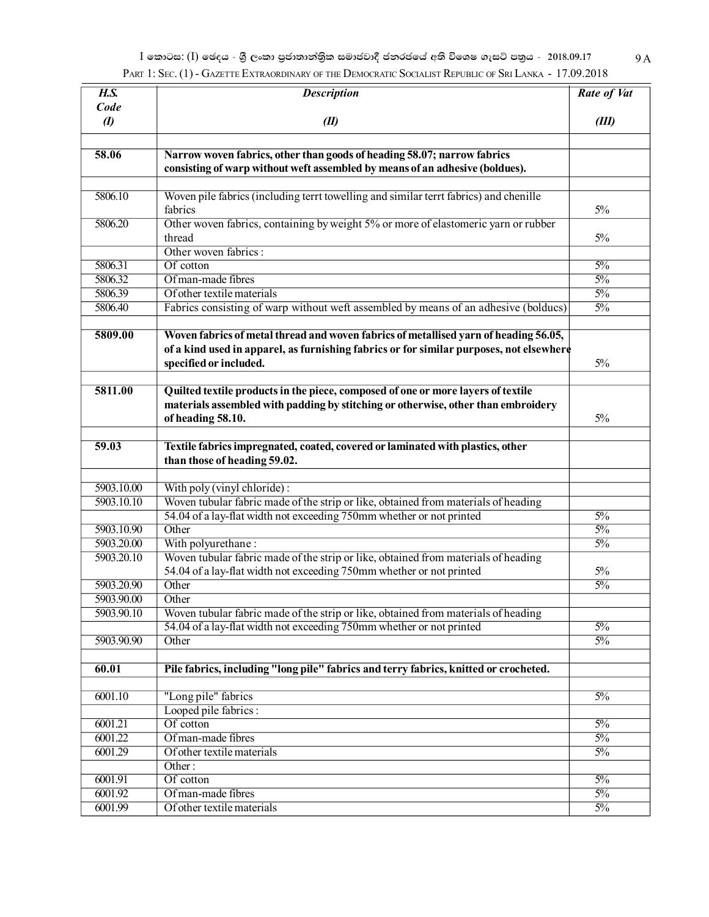| H.S. Code (I) | Description (II) | Rate of Vat (III) |
|---|---|---|
| | | |
| **58.06** | **Narrow woven fabrics, other than goods of heading 58.07; narrow fabrics consisting of warp without weft assembled by means of an adhesive (boldues).** | |
| | | |
| 5806.10 | Woven pile fabrics (including terrt towelling and similar terrt fabrics) and chenille fabrics | 5% |
| 5806.20 | Other woven fabrics, containing by weight 5% or more of elastomeric yarn or rubber thread | 5% |
| | Other woven fabrics : | |
| 5806.31 | Of cotton | 5% |
| 5806.32 | Of man-made fibres | 5% |
| 5806.39 | Of other textile materials | 5% |
| 5806.40 | Fabrics consisting of warp without weft assembled by means of an adhesive (bolducs) | 5% |
| | | |
| **5809.00** | **Woven fabrics of metal thread and woven fabrics of metallised yarn of heading 56.05, of a kind used in apparel, as furnishing fabrics or for similar purposes, not elsewhere specified or included.** | 5% |
| | | |
| **5811.00** | **Quilted textile products in the piece, composed of one or more layers of textile materials assembled with padding by stitching or otherwise, other than embroidery of heading 58.10.** | 5% |
| | | |
| **59.03** | **Textile fabrics impregnated, coated, covered or laminated with plastics, other than those of heading 59.02.** | |
| | | |
| 5903.10.00 | With poly (vinyl chloride) : | |
| 5903.10.10 | Woven tubular fabric made of the strip or like, obtained from materials of heading 54.04 of a lay-flat width not exceeding 750mm whether or not printed | 5% |
| 5903.10.90 | Other | 5% |
| 5903.20.00 | With polyurethane : | 5% |
| 5903.20.10 | Woven tubular fabric made of the strip or like, obtained from materials of heading 54.04 of a lay-flat width not exceeding 750mm whether or not printed | 5% |
| 5903.20.90 | Other | 5% |
| 5903.90.00 | Other | |
| 5903.90.10 | Woven tubular fabric made of the strip or like, obtained from materials of heading 54.04 of a lay-flat width not exceeding 750mm whether or not printed | 5% |
| 5903.90.90 | Other | 5% |
| | | |
| **60.01** | **Pile fabrics, including "long pile" fabrics and terry fabrics, knitted or crocheted.** | |
| | | |
| 6001.10 | "Long pile" fabrics | 5% |
| | Looped pile fabrics : | |
| 6001.21 | Of cotton | 5% |
| 6001.22 | Of man-made fibres | 5% |
| 6001.29 | Of other textile materials | 5% |
| | Other : | |
| 6001.91 | Of cotton | 5% |
| 6001.92 | Of man-made fibres | 5% |
| 6001.99 | Of other textile materials | 5% |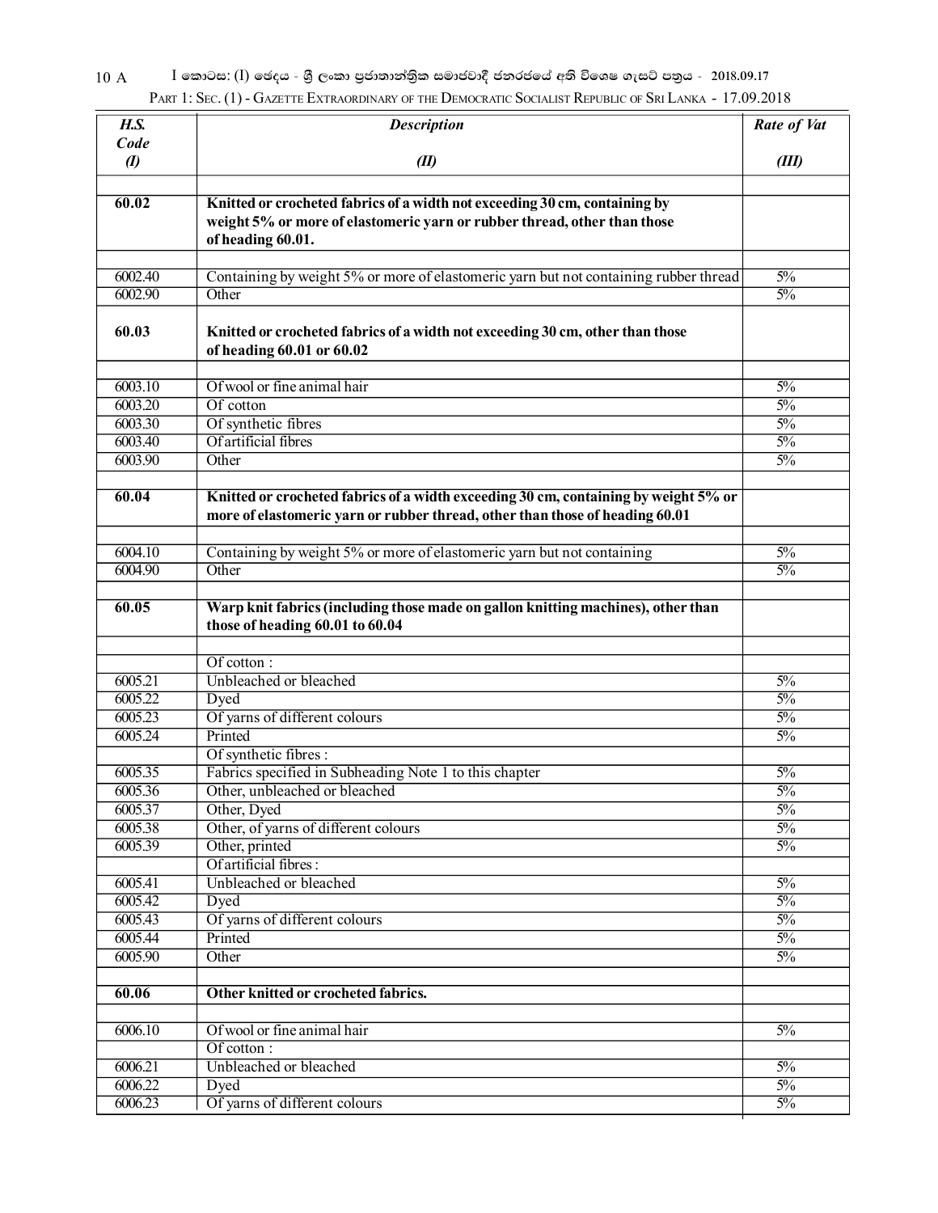| *H.S. Code* *(I)* | *Description* *(II)* | *Rate of Vat* *(III)* |
|---|---|---|
| | | |
| **60.02** | **Knitted or crocheted fabrics of a width not exceeding 30 cm, containing by weight 5% or more of elastomeric yarn or rubber thread, other than those of heading 60.01.** | |
| | | |
| 6002.40 | Containing by weight 5% or more of elastomeric yarn but not containing rubber thread | 5% |
| 6002.90 | Other | 5% |
| **60.03** | **Knitted or crocheted fabrics of a width not exceeding 30 cm, other than those of heading 60.01 or 60.02** | |
| | | |
| 6003.10 | Of wool or fine animal hair | 5% |
| 6003.20 | Of cotton | 5% |
| 6003.30 | Of synthetic fibres | 5% |
| 6003.40 | Of artificial fibres | 5% |
| 6003.90 | Other | 5% |
| | | |
| **60.04** | **Knitted or crocheted fabrics of a width exceeding 30 cm, containing by weight 5% or more of elastomeric yarn or rubber thread, other than those of heading 60.01** | |
| | | |
| 6004.10 | Containing by weight 5% or more of elastomeric yarn but not containing | 5% |
| 6004.90 | Other | 5% |
| | | |
| **60.05** | **Warp knit fabrics (including those made on gallon knitting machines), other than those of heading 60.01 to 60.04** | |
| | | |
| | Of cotton : | |
| 6005.21 | Unbleached or bleached | 5% |
| 6005.22 | Dyed | 5% |
| 6005.23 | Of yarns of different colours | 5% |
| 6005.24 | Printed | 5% |
| | Of synthetic fibres : | |
| 6005.35 | Fabrics specified in Subheading Note 1 to this chapter | 5% |
| 6005.36 | Other, unbleached or bleached | 5% |
| 6005.37 | Other, Dyed | 5% |
| 6005.38 | Other, of yarns of different colours | 5% |
| 6005.39 | Other, printed | 5% |
| | Of artificial fibres : | |
| 6005.41 | Unbleached or bleached | 5% |
| 6005.42 | Dyed | 5% |
| 6005.43 | Of yarns of different colours | 5% |
| 6005.44 | Printed | 5% |
| 6005.90 | Other | 5% |
| | | |
| **60.06** | **Other knitted or crocheted fabrics.** | |
| | | |
| 6006.10 | Of wool or fine animal hair | 5% |
| | Of cotton : | |
| 6006.21 | Unbleached or bleached | 5% |
| 6006.22 | Dyed | 5% |
| 6006.23 | Of yarns of different colours | 5% |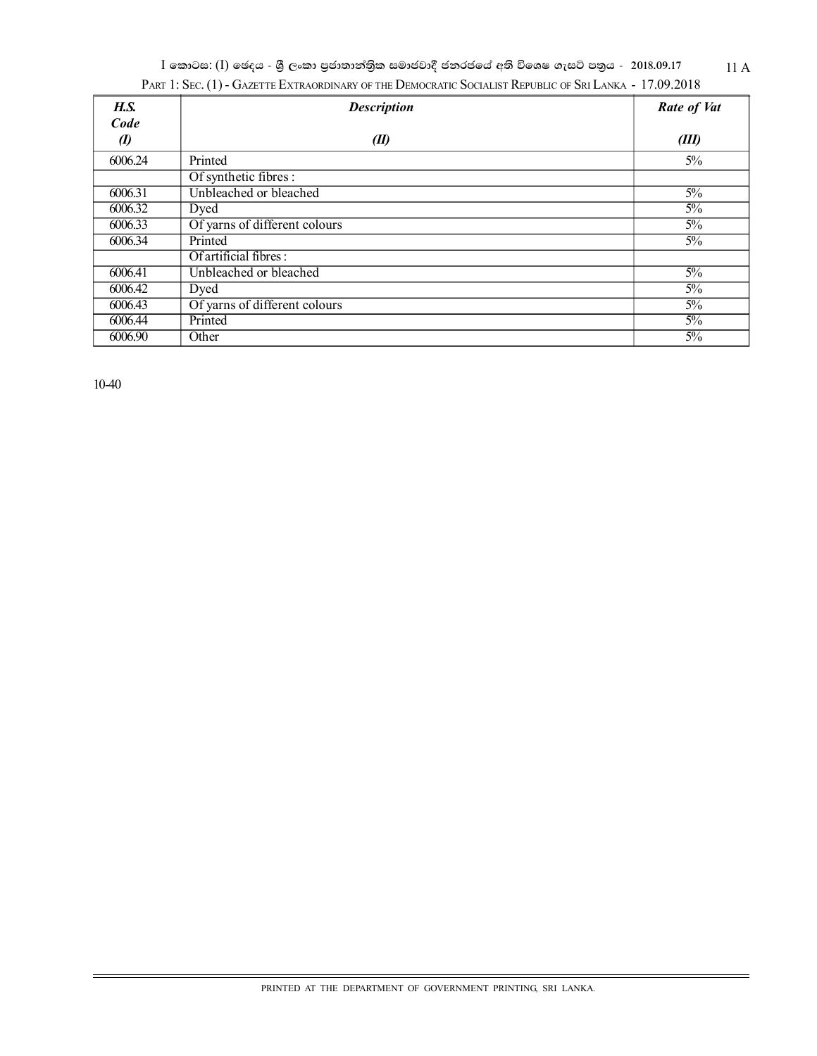| *H.S. Code* *(I)* | *Description* *(II)* | *Rate of Vat* *(III)* |
|---|---|---|
| 6006.24 | Printed | 5% |
| | Of synthetic fibres : | |
| 6006.31 | Unbleached or bleached | 5% |
| 6006.32 | Dyed | 5% |
| 6006.33 | Of yarns of different colours | 5% |
| 6006.34 | Printed | 5% |
| | Of artificial fibres : | |
| 6006.41 | Unbleached or bleached | 5% |
| 6006.42 | Dyed | 5% |
| 6006.43 | Of yarns of different colours | 5% |
| 6006.44 | Printed | 5% |
| 6006.90 | Other | 5% |

10-40

PRINTED AT THE DEPARTMENT OF GOVERNMENT PRINTING, SRI LANKA.